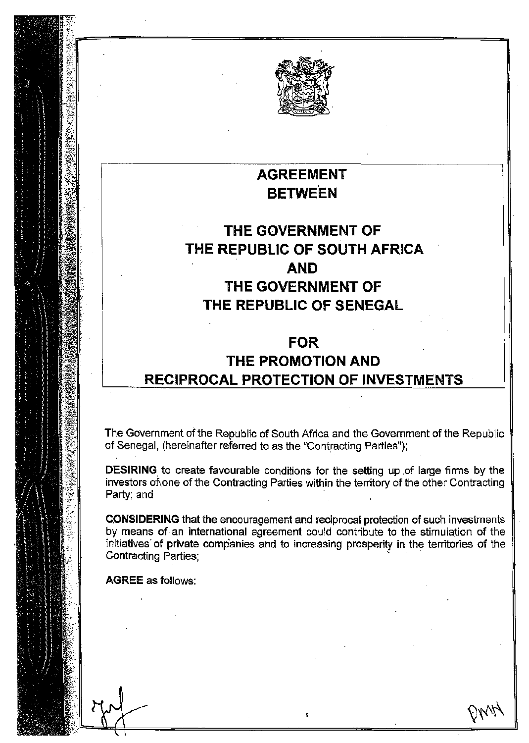# AGREEMENT BETWEEN THE GOVERNMENT OF THE REPUBLIC OF SOUTH AFRICA AND THE GOVERNMENT OF THE REPUBLIC OF SENEGAL FOR THE PROMOTION AND RECIPROCAL PROTECTION OF INVESTMENTS

The Government of the Republic of South Africa and the Government of the Republic of Senegal, (hereinafter referred to as the "Contracting Parties");

**DESIRING** to create favourable conditions for the setting up of large firms by the investors of one of the Contracting Parties within the territory of the other Contracting Party; and

**CONSIDERING** that the encouragement and reciprocal protection of such investments by means of an international agreement could contribute to the stimulation of the initiatives of private companies and to increasing prosperity in the territories of the Contracting Parties;

**AGREE** as follows: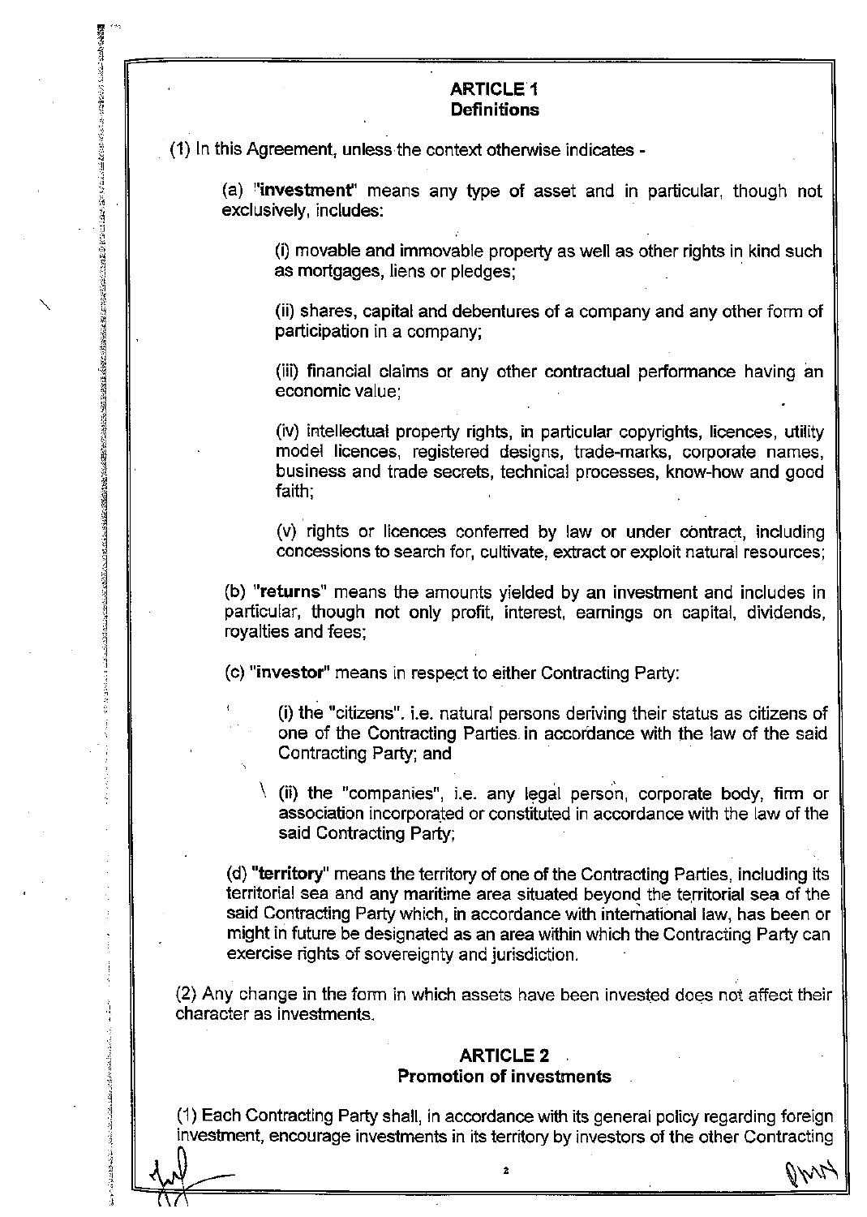## ARTICLE 1
## Definitions

(1) In this Agreement, unless the context otherwise indicates -

(a) "**investment**" means any type of asset and in particular, though not exclusively, includes:

(i) movable and immovable property as well as other rights in kind such as mortgages, liens or pledges;

(ii) shares, capital and debentures of a company and any other form of participation in a company;

(iii) financial claims or any other contractual performance having an economic value;

(iv) intellectual property rights, in particular copyrights, licences, utility model licences, registered designs, trade-marks, corporate names, business and trade secrets, technical processes, know-how and good faith;

(v) rights or licences conferred by law or under contract, including concessions to search for, cultivate, extract or exploit natural resources;

(b) "**returns**" means the amounts yielded by an investment and includes in particular, though not only profit, interest, earnings on capital, dividends, royalties and fees;

(c) "**investor**" means in respect to either Contracting Party:

(i) the "citizens". i.e. natural persons deriving their status as citizens of one of the Contracting Parties in accordance with the law of the said Contracting Party; and

(ii) the "companies", i.e. any legal person, corporate body, firm or association incorporated or constituted in accordance with the law of the said Contracting Party;

(d) "**territory**" means the territory of one of the Contracting Parties, including its territorial sea and any maritime area situated beyond the territorial sea of the said Contracting Party which, in accordance with international law, has been or might in future be designated as an area within which the Contracting Party can exercise rights of sovereignty and jurisdiction.

(2) Any change in the form in which assets have been invested does not affect their character as investments.

## ARTICLE 2
## Promotion of investments

(1) Each Contracting Party shall, in accordance with its general policy regarding foreign investment, encourage investments in its territory by investors of the other Contracting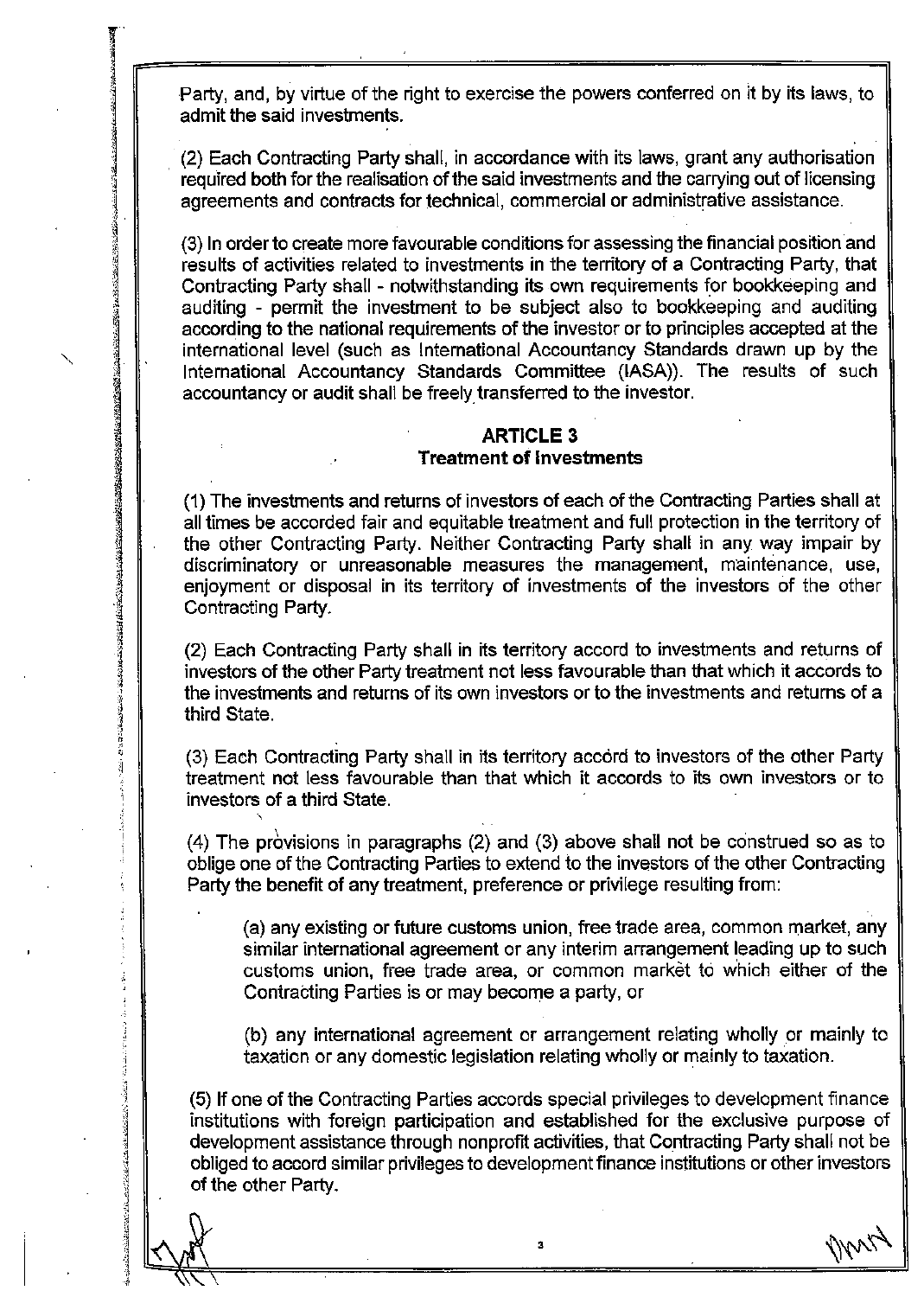Party, and, by virtue of the right to exercise the powers conferred on it by its laws, to admit the said investments.

(2) Each Contracting Party shall, in accordance with its laws, grant any authorisation required both for the realisation of the said investments and the carrying out of licensing agreements and contracts for technical, commercial or administrative assistance.

(3) In order to create more favourable conditions for assessing the financial position and results of activities related to investments in the territory of a Contracting Party, that Contracting Party shall - notwithstanding its own requirements for bookkeeping and auditing - permit the investment to be subject also to bookkeeping and auditing according to the national requirements of the investor or to principles accepted at the international level (such as International Accountancy Standards drawn up by the International Accountancy Standards Committee (IASA)). The results of such accountancy or audit shall be freely transferred to the investor.

## ARTICLE 3
## Treatment of Investments

(1) The investments and returns of investors of each of the Contracting Parties shall at all times be accorded fair and equitable treatment and full protection in the territory of the other Contracting Party. Neither Contracting Party shall in any way impair by discriminatory or unreasonable measures the management, maintenance, use, enjoyment or disposal in its territory of investments of the investors of the other Contracting Party.

(2) Each Contracting Party shall in its territory accord to investments and returns of investors of the other Party treatment not less favourable than that which it accords to the investments and returns of its own investors or to the investments and returns of a third State.

(3) Each Contracting Party shall in its territory accord to investors of the other Party treatment not less favourable than that which it accords to its own investors or to investors of a third State.

(4) The provisions in paragraphs (2) and (3) above shall not be construed so as to oblige one of the Contracting Parties to extend to the investors of the other Contracting Party the benefit of any treatment, preference or privilege resulting from:

(a) any existing or future customs union, free trade area, common market, any similar international agreement or any interim arrangement leading up to such customs union, free trade area, or common market to which either of the Contracting Parties is or may become a party, or

(b) any international agreement or arrangement relating wholly or mainly to taxation or any domestic legislation relating wholly or mainly to taxation.

(5) If one of the Contracting Parties accords special privileges to development finance institutions with foreign participation and established for the exclusive purpose of development assistance through nonprofit activities, that Contracting Party shall not be obliged to accord similar privileges to development finance institutions or other investors of the other Party.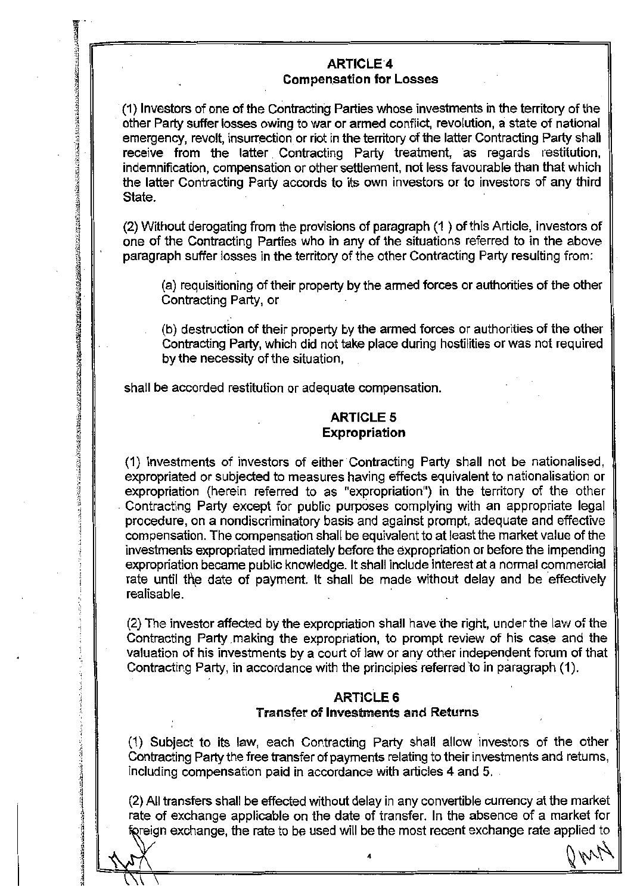## ARTICLE 4
### Compensation for Losses

(1) Investors of one of the Contracting Parties whose investments in the territory of the other Party suffer losses owing to war or armed conflict, revolution, a state of national emergency, revolt, insurrection or riot in the territory of the latter Contracting Party shall receive from the latter Contracting Party treatment, as regards restitution, indemnification, compensation or other settlement, not less favourable than that which the latter Contracting Party accords to its own investors or to investors of any third State.

(2) Without derogating from the provisions of paragraph (1 ) of this Article, investors of one of the Contracting Parties who in any of the situations referred to in the above paragraph suffer losses in the territory of the other Contracting Party resulting from:

(a) requisitioning of their property by the armed forces or authorities of the other Contracting Party, or

(b) destruction of their property by the armed forces or authorities of the other Contracting Party, which did not take place during hostilities or was not required by the necessity of the situation,

shall be accorded restitution or adequate compensation.

## ARTICLE 5
### Expropriation

(1) Investments of investors of either Contracting Party shall not be nationalised, expropriated or subjected to measures having effects equivalent to nationalisation or expropriation (herein referred to as "expropriation") in the territory of the other Contracting Party except for public purposes complying with an appropriate legal procedure, on a nondiscriminatory basis and against prompt, adequate and effective compensation. The compensation shall be equivalent to at least the market value of the investments expropriated immediately before the expropriation or before the impending expropriation became public knowledge. It shall include interest at a normal commercial rate until the date of payment. It shall be made without delay and be effectively realisable.

(2) The investor affected by the expropriation shall have the right, under the law of the Contracting Party making the expropriation, to prompt review of his case and the valuation of his investments by a court of law or any other independent forum of that Contracting Party, in accordance with the principles referred to in paragraph (1).

## ARTICLE 6
### Transfer of Investments and Returns

(1) Subject to its law, each Contracting Party shall allow investors of the other Contracting Party the free transfer of payments relating to their investments and returns, including compensation paid in accordance with articles 4 and 5.

(2) All transfers shall be effected without delay in any convertible currency at the market rate of exchange applicable on the date of transfer. In the absence of a market for foreign exchange, the rate to be used will be the most recent exchange rate applied to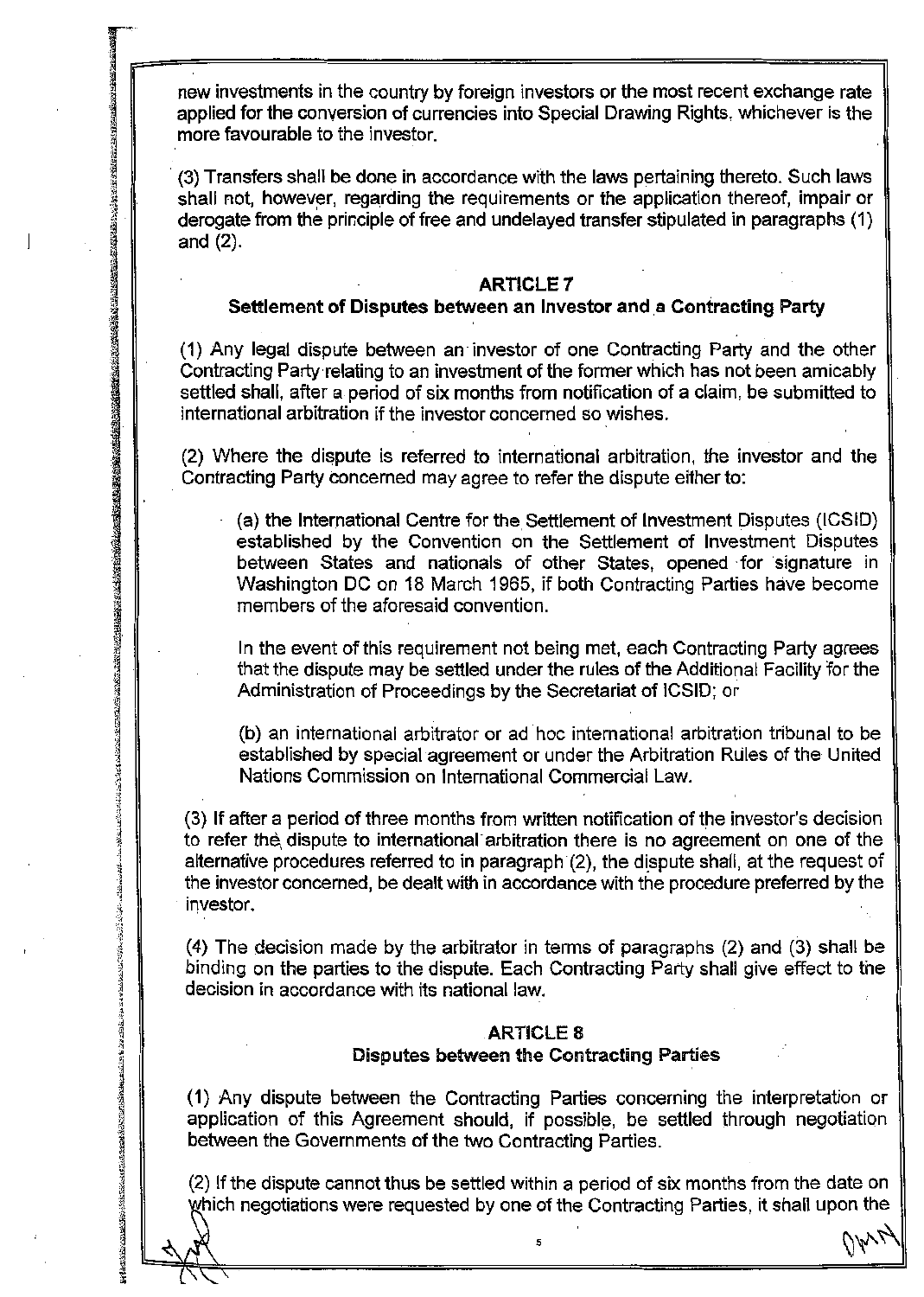new investments in the country by foreign investors or the most recent exchange rate applied for the conversion of currencies into Special Drawing Rights, whichever is the more favourable to the investor.

(3) Transfers shall be done in accordance with the laws pertaining thereto. Such laws shall not, however, regarding the requirements or the application thereof, impair or derogate from the principle of free and undelayed transfer stipulated in paragraphs (1) and (2).

## ARTICLE 7
### Settlement of Disputes between an Investor and a Contracting Party

(1) Any legal dispute between an investor of one Contracting Party and the other Contracting Party relating to an investment of the former which has not been amicably settled shall, after a period of six months from notification of a claim, be submitted to international arbitration if the investor concerned so wishes.

(2) Where the dispute is referred to international arbitration, the investor and the Contracting Party concerned may agree to refer the dispute either to:

(a) the International Centre for the Settlement of Investment Disputes (ICSID) established by the Convention on the Settlement of Investment Disputes between States and nationals of other States, opened for signature in Washington DC on 18 March 1965, if both Contracting Parties have become members of the aforesaid convention.

In the event of this requirement not being met, each Contracting Party agrees that the dispute may be settled under the rules of the Additional Facility for the Administration of Proceedings by the Secretariat of ICSID; or

(b) an international arbitrator or ad hoc international arbitration tribunal to be established by special agreement or under the Arbitration Rules of the United Nations Commission on International Commercial Law.

(3) If after a period of three months from written notification of the investor's decision to refer the dispute to international arbitration there is no agreement on one of the alternative procedures referred to in paragraph (2), the dispute shall, at the request of the investor concerned, be dealt with in accordance with the procedure preferred by the investor.

(4) The decision made by the arbitrator in terms of paragraphs (2) and (3) shall be binding on the parties to the dispute. Each Contracting Party shall give effect to the decision in accordance with its national law.

## ARTICLE 8
### Disputes between the Contracting Parties

(1) Any dispute between the Contracting Parties concerning the interpretation or application of this Agreement should, if possible, be settled through negotiation between the Governments of the two Contracting Parties.

(2) If the dispute cannot thus be settled within a period of six months from the date on which negotiations were requested by one of the Contracting Parties, it shall upon the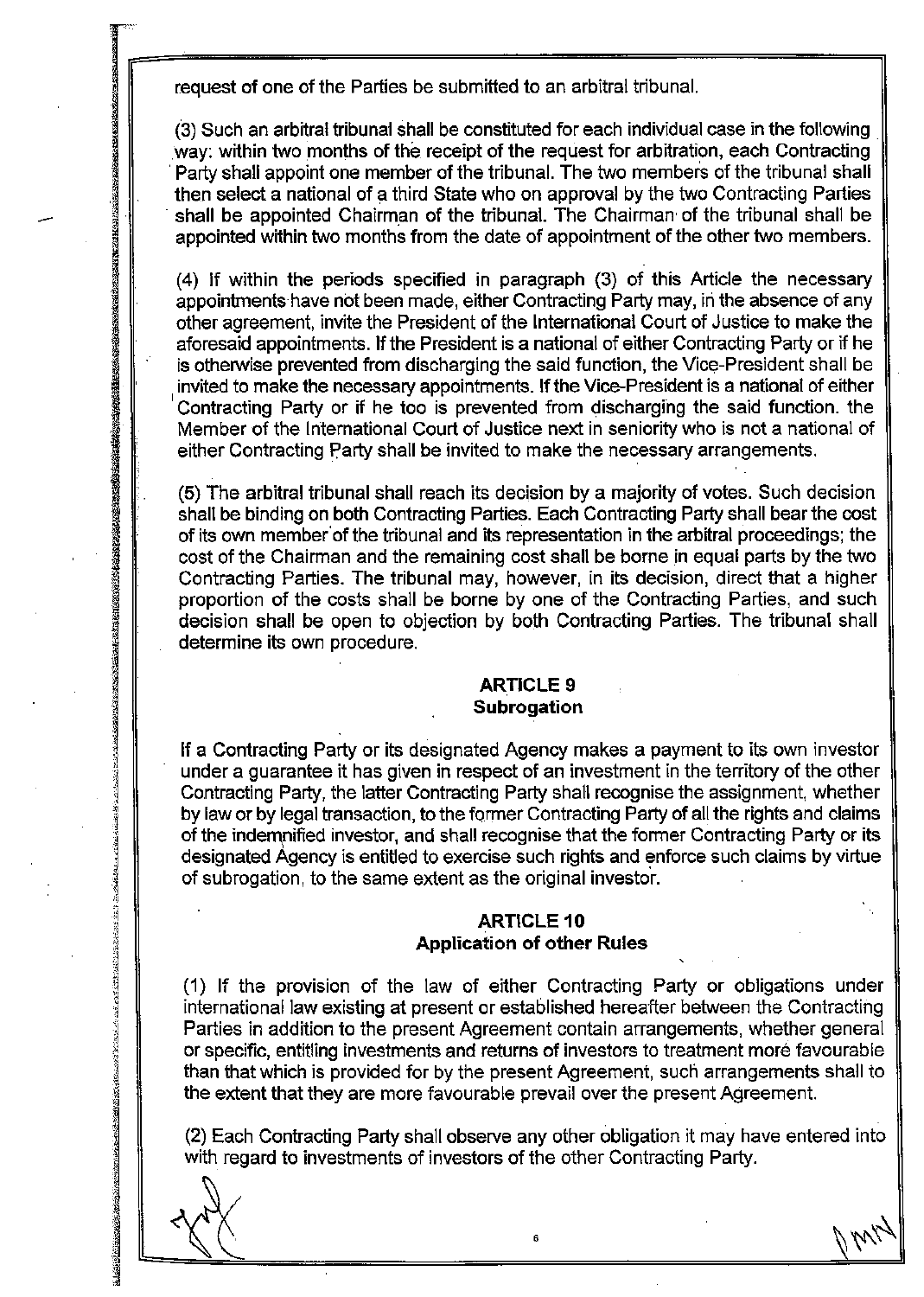request of one of the Parties be submitted to an arbitral tribunal.

(3) Such an arbitral tribunal shall be constituted for each individual case in the following way: within two months of the receipt of the request for arbitration, each Contracting Party shall appoint one member of the tribunal. The two members of the tribunal shall then select a national of a third State who on approval by the two Contracting Parties shall be appointed Chairman of the tribunal. The Chairman of the tribunal shall be appointed within two months from the date of appointment of the other two members.

(4) If within the periods specified in paragraph (3) of this Article the necessary appointments have not been made, either Contracting Party may, in the absence of any other agreement, invite the President of the International Court of Justice to make the aforesaid appointments. If the President is a national of either Contracting Party or if he is otherwise prevented from discharging the said function, the Vice-President shall be invited to make the necessary appointments. If the Vice-President is a national of either Contracting Party or if he too is prevented from discharging the said function. the Member of the International Court of Justice next in seniority who is not a national of either Contracting Party shall be invited to make the necessary arrangements.

(5) The arbitral tribunal shall reach its decision by a majority of votes. Such decision shall be binding on both Contracting Parties. Each Contracting Party shall bear the cost of its own member of the tribunal and its representation in the arbitral proceedings; the cost of the Chairman and the remaining cost shall be borne in equal parts by the two Contracting Parties. The tribunal may, however, in its decision, direct that a higher proportion of the costs shall be borne by one of the Contracting Parties, and such decision shall be open to objection by both Contracting Parties. The tribunal shall determine its own procedure.

## ARTICLE 9
### Subrogation

If a Contracting Party or its designated Agency makes a payment to its own investor under a guarantee it has given in respect of an investment in the territory of the other Contracting Party, the latter Contracting Party shall recognise the assignment, whether by law or by legal transaction, to the former Contracting Party of all the rights and claims of the indemnified investor, and shall recognise that the former Contracting Party or its designated Agency is entitled to exercise such rights and enforce such claims by virtue of subrogation, to the same extent as the original investor.

## ARTICLE 10
### Application of other Rules

(1) If the provision of the law of either Contracting Party or obligations under international law existing at present or established hereafter between the Contracting Parties in addition to the present Agreement contain arrangements, whether general or specific, entitling investments and returns of investors to treatment more favourable than that which is provided for by the present Agreement, such arrangements shall to the extent that they are more favourable prevail over the present Agreement.

(2) Each Contracting Party shall observe any other obligation it may have entered into with regard to investments of investors of the other Contracting Party.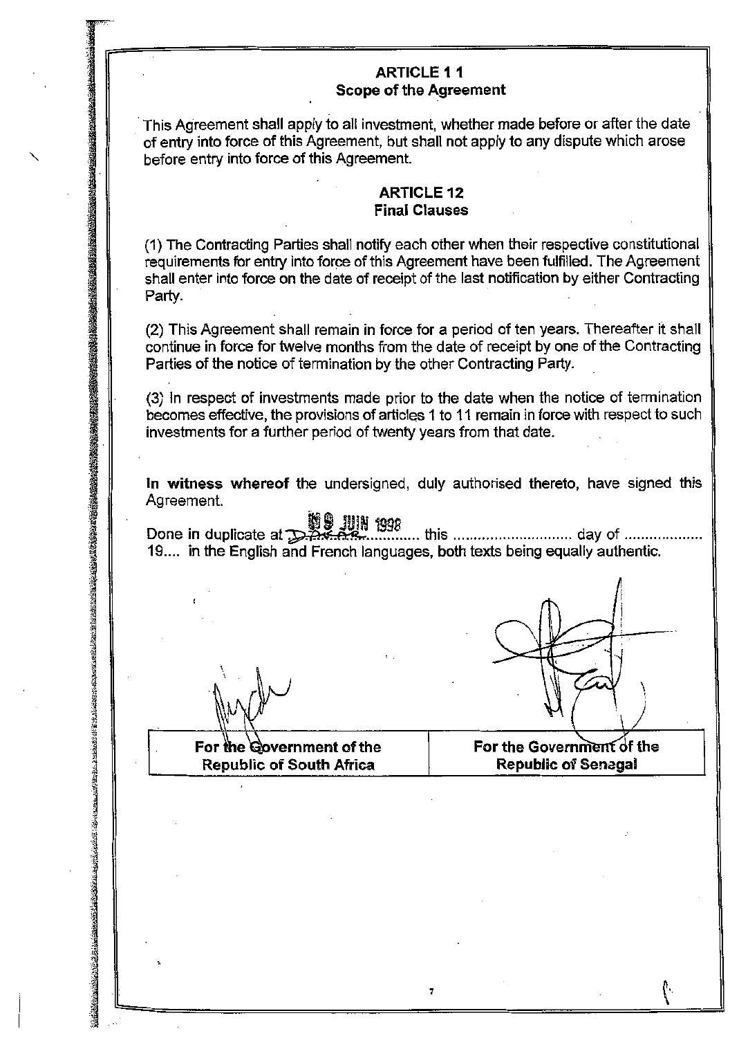### ARTICLE 11
### Scope of the Agreement

This Agreement shall apply to all investment, whether made before or after the date of entry into force of this Agreement, but shall not apply to any dispute which arose before entry into force of this Agreement.

### ARTICLE 12
### Final Clauses

(1) The Contracting Parties shall notify each other when their respective constitutional requirements for entry into force of this Agreement have been fulfilled. The Agreement shall enter into force on the date of receipt of the last notification by either Contracting Party.

(2) This Agreement shall remain in force for a period of ten years. Thereafter it shall continue in force for twelve months from the date of receipt by one of the Contracting Parties of the notice of termination by the other Contracting Party.

(3) In respect of investments made prior to the date when the notice of termination becomes effective, the provisions of articles 1 to 11 remain in force with respect to such investments for a further period of twenty years from that date.

**In witness whereof** the undersigned, duly authorised thereto, have signed this Agreement.

Done in duplicate at DAKAR ............ this ............................ day of .................. 19.... in the English and French languages, both texts being equally authentic.

09 JUIN 1998

| | |
|---|---|
| **For the Government of the Republic of South Africa** | **For the Government of the Republic of Senegal** |